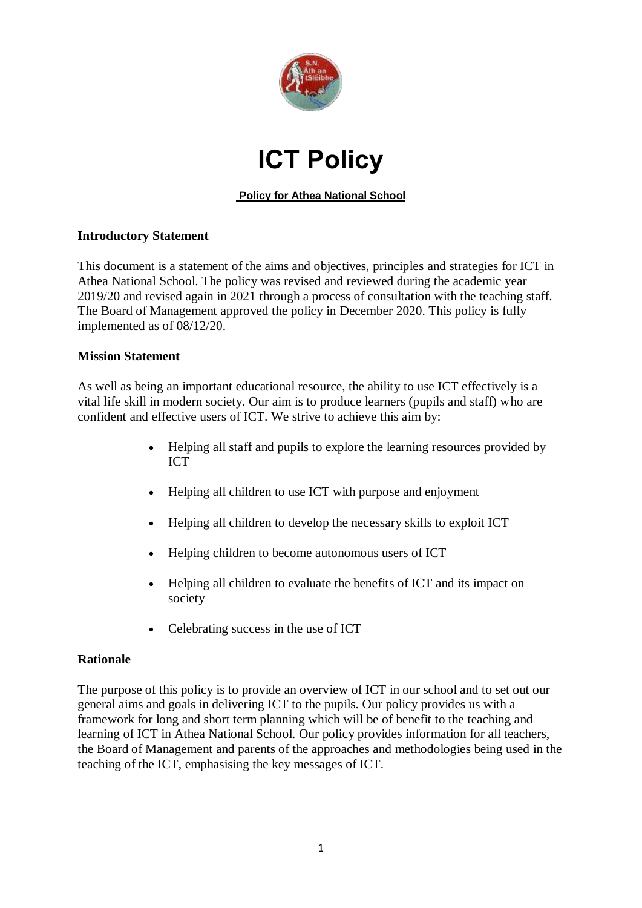# ICT Policy

**Policy for Athea National School**

**Introductory Statement**

This document is a statement of the aims and objectives, principles and strategies for ICT in Athea National School. The policy was revised and reviewed during the academic year 2019/20 and revised again in 2021 through a process of consultation with the teaching staff. The Board of Management approved the policy in December 2020. This policy is fully implemented as of 08/12/20.

**Mission Statement**

As well as being an important educational resource, the ability to use ICT effectively is a vital life skill in modern society. Our aim is to produce learners (pupils and staff) who are confident and effective users of ICT. We strive to achieve this aim by:

- Helping all staff and pupils to explore the learning resources provided by ICT
- Helping all children to use ICT with purpose and enjoyment
- Helping all children to develop the necessary skills to exploit ICT
- Helping children to become autonomous users of ICT
- Helping all children to evaluate the benefits of ICT and its impact on society
- Celebrating success in the use of ICT

**Rationale**

The purpose of this policy is to provide an overview of ICT in our school and to set out our general aims and goals in delivering ICT to the pupils. Our policy provides us with a framework for long and short term planning which will be of benefit to the teaching and learning of ICT in Athea National School. Our policy provides information for all teachers, the Board of Management and parents of the approaches and methodologies being used in the teaching of the ICT, emphasising the key messages of ICT.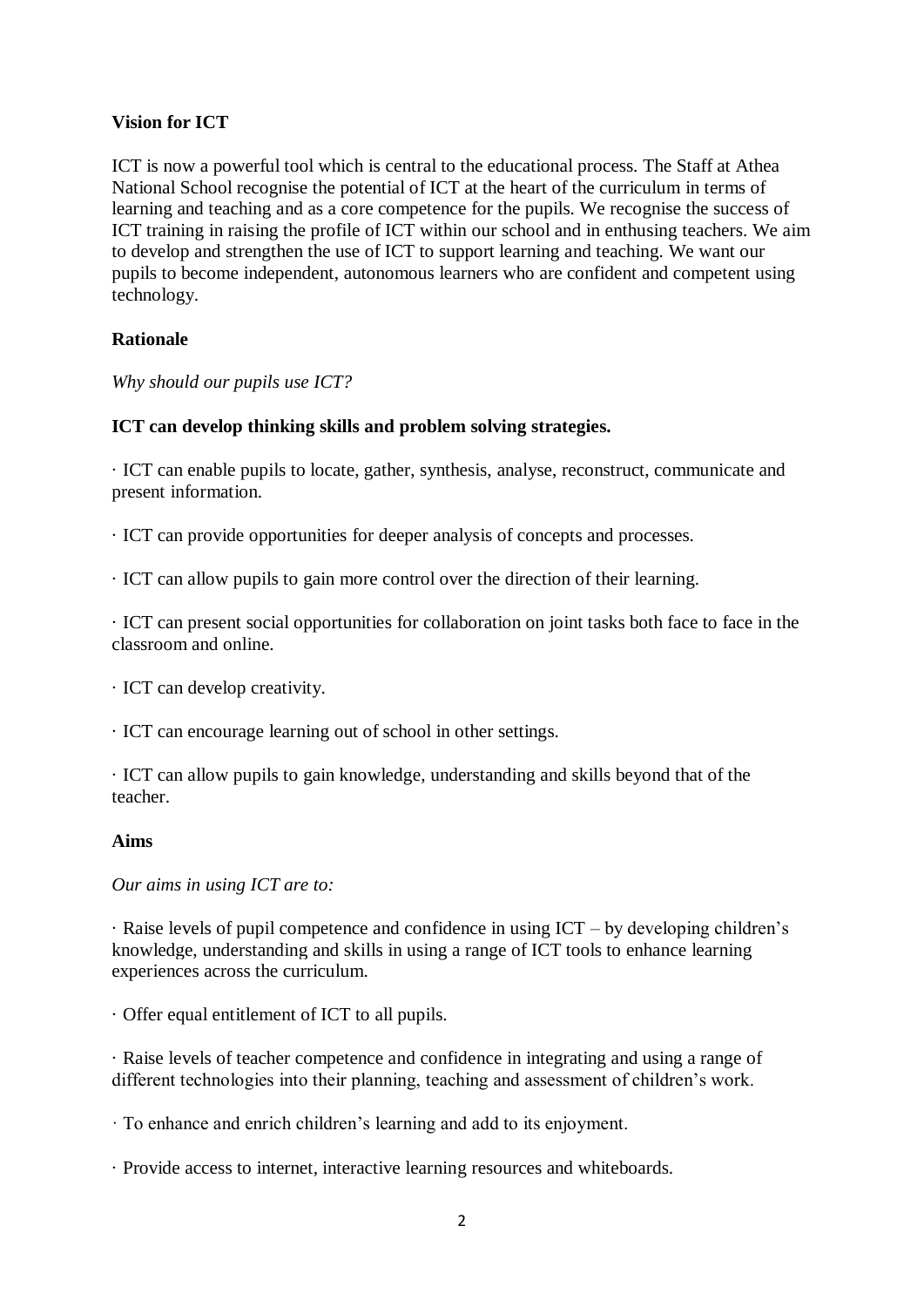**Vision for ICT**

ICT is now a powerful tool which is central to the educational process. The Staff at Athea National School recognise the potential of ICT at the heart of the curriculum in terms of learning and teaching and as a core competence for the pupils. We recognise the success of ICT training in raising the profile of ICT within our school and in enthusing teachers. We aim to develop and strengthen the use of ICT to support learning and teaching. We want our pupils to become independent, autonomous learners who are confident and competent using technology.

**Rationale**

*Why should our pupils use ICT?*

**ICT can develop thinking skills and problem solving strategies.**

· ICT can enable pupils to locate, gather, synthesis, analyse, reconstruct, communicate and present information.

· ICT can provide opportunities for deeper analysis of concepts and processes.

· ICT can allow pupils to gain more control over the direction of their learning.

· ICT can present social opportunities for collaboration on joint tasks both face to face in the classroom and online.

· ICT can develop creativity.

· ICT can encourage learning out of school in other settings.

· ICT can allow pupils to gain knowledge, understanding and skills beyond that of the teacher.

**Aims**

*Our aims in using ICT are to:*

· Raise levels of pupil competence and confidence in using ICT – by developing children's knowledge, understanding and skills in using a range of ICT tools to enhance learning experiences across the curriculum.

· Offer equal entitlement of ICT to all pupils.

· Raise levels of teacher competence and confidence in integrating and using a range of different technologies into their planning, teaching and assessment of children's work.

· To enhance and enrich children's learning and add to its enjoyment.

· Provide access to internet, interactive learning resources and whiteboards.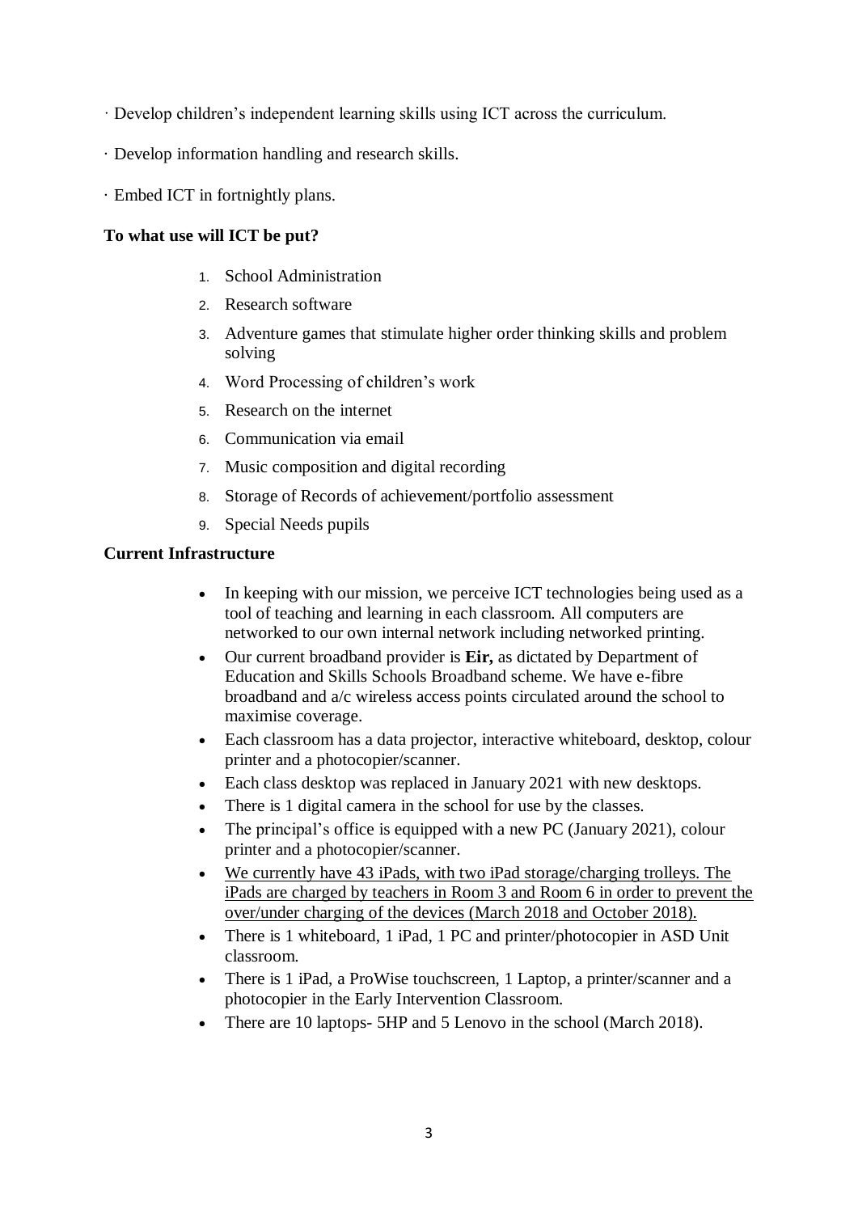· Develop children's independent learning skills using ICT across the curriculum.

· Develop information handling and research skills.

· Embed ICT in fortnightly plans.

**To what use will ICT be put?**

1. School Administration
2. Research software
3. Adventure games that stimulate higher order thinking skills and problem solving
4. Word Processing of children's work
5. Research on the internet
6. Communication via email
7. Music composition and digital recording
8. Storage of Records of achievement/portfolio assessment
9. Special Needs pupils

**Current Infrastructure**

- In keeping with our mission, we perceive ICT technologies being used as a tool of teaching and learning in each classroom. All computers are networked to our own internal network including networked printing.
- Our current broadband provider is **Eir,** as dictated by Department of Education and Skills Schools Broadband scheme. We have e-fibre broadband and a/c wireless access points circulated around the school to maximise coverage.
- Each classroom has a data projector, interactive whiteboard, desktop, colour printer and a photocopier/scanner.
- Each class desktop was replaced in January 2021 with new desktops.
- There is 1 digital camera in the school for use by the classes.
- The principal's office is equipped with a new PC (January 2021), colour printer and a photocopier/scanner.
- <u>We currently have 43 iPads, with two iPad storage/charging trolleys. The iPads are charged by teachers in Room 3 and Room 6 in order to prevent the over/under charging of the devices (March 2018 and October 2018).</u>
- There is 1 whiteboard, 1 iPad, 1 PC and printer/photocopier in ASD Unit classroom.
- There is 1 iPad, a ProWise touchscreen, 1 Laptop, a printer/scanner and a photocopier in the Early Intervention Classroom.
- There are 10 laptops- 5HP and 5 Lenovo in the school (March 2018).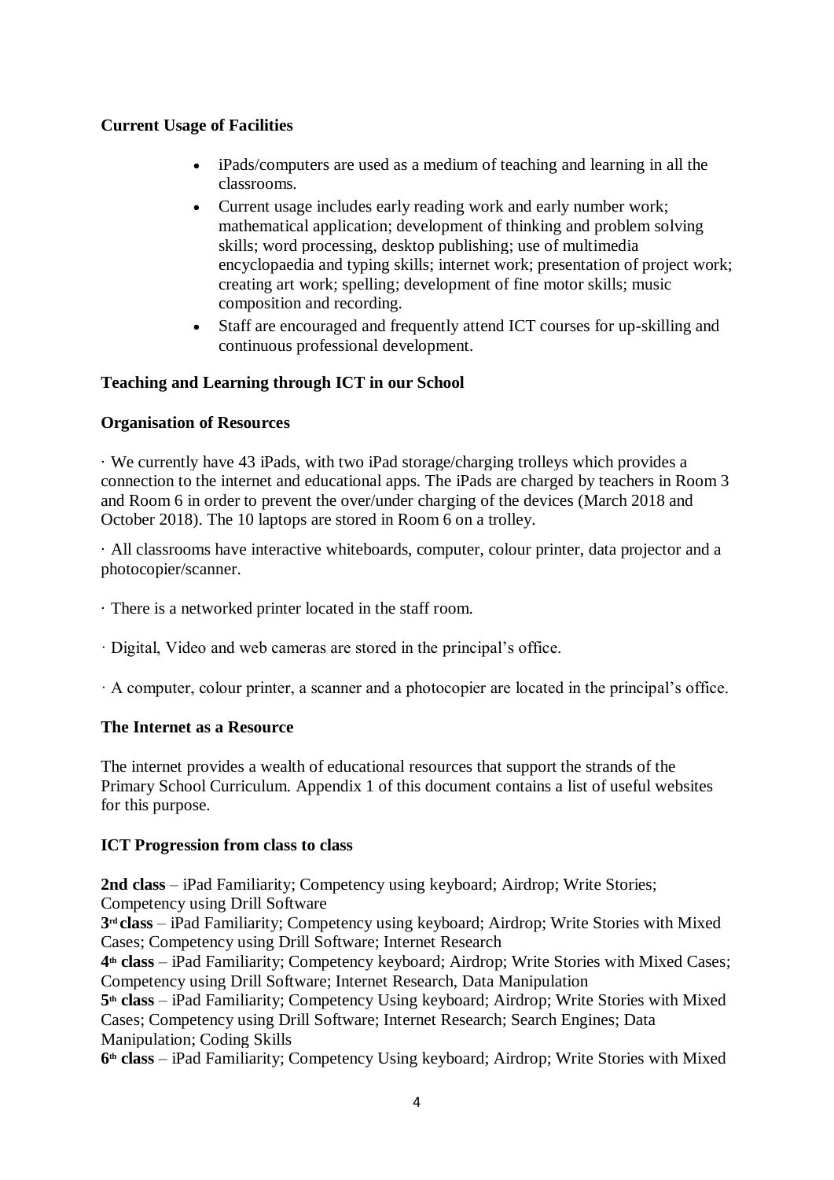**Current Usage of Facilities**

- iPads/computers are used as a medium of teaching and learning in all the classrooms.
- Current usage includes early reading work and early number work; mathematical application; development of thinking and problem solving skills; word processing, desktop publishing; use of multimedia encyclopaedia and typing skills; internet work; presentation of project work; creating art work; spelling; development of fine motor skills; music composition and recording.
- Staff are encouraged and frequently attend ICT courses for up-skilling and continuous professional development.

**Teaching and Learning through ICT in our School**

**Organisation of Resources**

· We currently have 43 iPads, with two iPad storage/charging trolleys which provides a connection to the internet and educational apps. The iPads are charged by teachers in Room 3 and Room 6 in order to prevent the over/under charging of the devices (March 2018 and October 2018). The 10 laptops are stored in Room 6 on a trolley.

· All classrooms have interactive whiteboards, computer, colour printer, data projector and a photocopier/scanner.

· There is a networked printer located in the staff room.

· Digital, Video and web cameras are stored in the principal's office.

· A computer, colour printer, a scanner and a photocopier are located in the principal's office.

**The Internet as a Resource**

The internet provides a wealth of educational resources that support the strands of the Primary School Curriculum. Appendix 1 of this document contains a list of useful websites for this purpose.

**ICT Progression from class to class**

**2nd class** – iPad Familiarity; Competency using keyboard; Airdrop; Write Stories; Competency using Drill Software
**3rd class** – iPad Familiarity; Competency using keyboard; Airdrop; Write Stories with Mixed Cases; Competency using Drill Software; Internet Research
**4th class** – iPad Familiarity; Competency keyboard; Airdrop; Write Stories with Mixed Cases; Competency using Drill Software; Internet Research, Data Manipulation
**5th class** – iPad Familiarity; Competency Using keyboard; Airdrop; Write Stories with Mixed Cases; Competency using Drill Software; Internet Research; Search Engines; Data Manipulation; Coding Skills
**6th class** – iPad Familiarity; Competency Using keyboard; Airdrop; Write Stories with Mixed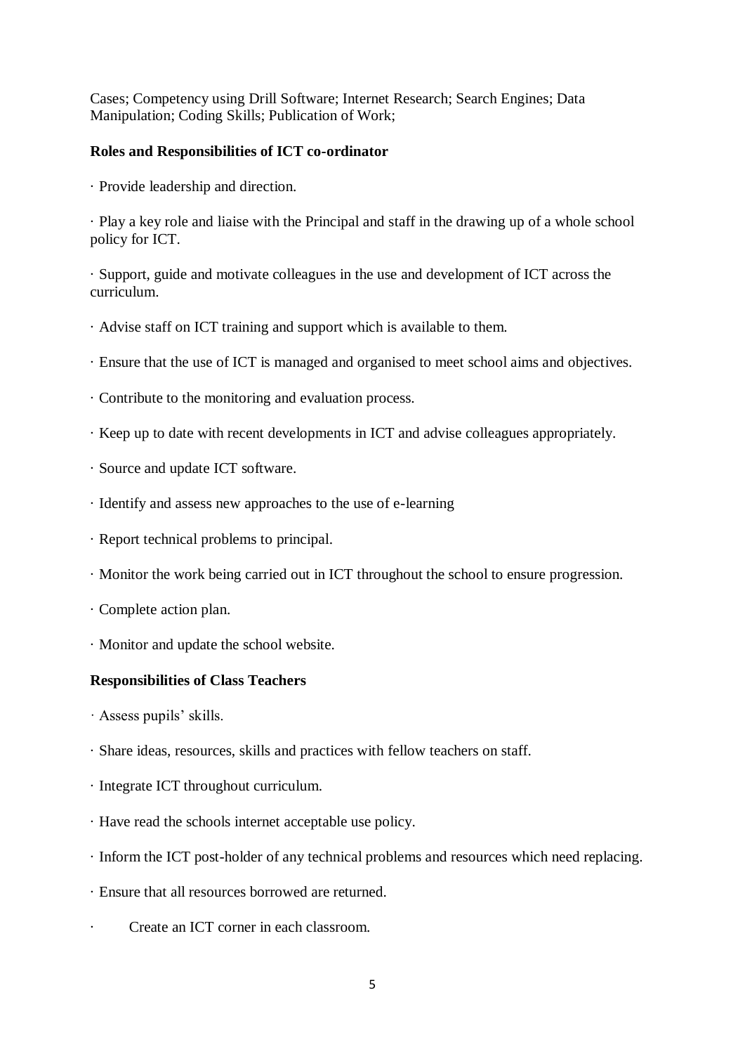Cases; Competency using Drill Software; Internet Research; Search Engines; Data Manipulation; Coding Skills; Publication of Work;

**Roles and Responsibilities of ICT co-ordinator**

· Provide leadership and direction.

· Play a key role and liaise with the Principal and staff in the drawing up of a whole school policy for ICT.

· Support, guide and motivate colleagues in the use and development of ICT across the curriculum.

· Advise staff on ICT training and support which is available to them.

· Ensure that the use of ICT is managed and organised to meet school aims and objectives.

· Contribute to the monitoring and evaluation process.

· Keep up to date with recent developments in ICT and advise colleagues appropriately.

· Source and update ICT software.

· Identify and assess new approaches to the use of e-learning

· Report technical problems to principal.

· Monitor the work being carried out in ICT throughout the school to ensure progression.

· Complete action plan.

· Monitor and update the school website.

**Responsibilities of Class Teachers**

· Assess pupils' skills.

· Share ideas, resources, skills and practices with fellow teachers on staff.

· Integrate ICT throughout curriculum.

· Have read the schools internet acceptable use policy.

· Inform the ICT post-holder of any technical problems and resources which need replacing.

· Ensure that all resources borrowed are returned.

· Create an ICT corner in each classroom.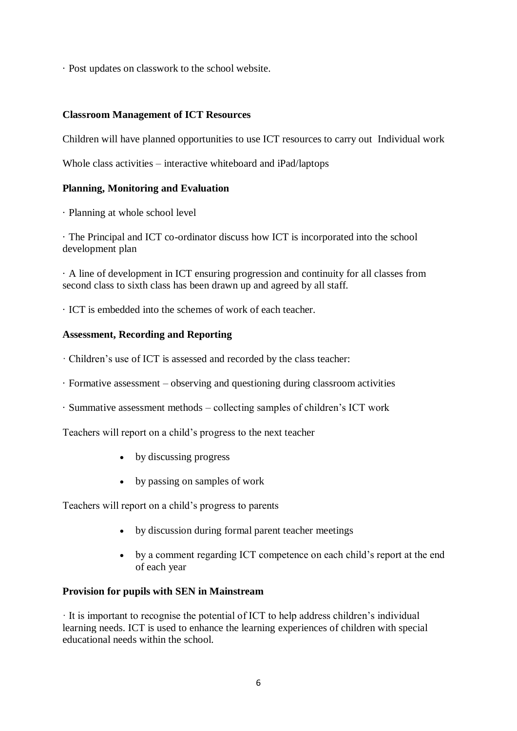· Post updates on classwork to the school website.

**Classroom Management of ICT Resources**

Children will have planned opportunities to use ICT resources to carry out Individual work

Whole class activities – interactive whiteboard and iPad/laptops

**Planning, Monitoring and Evaluation**

· Planning at whole school level

· The Principal and ICT co-ordinator discuss how ICT is incorporated into the school development plan

· A line of development in ICT ensuring progression and continuity for all classes from second class to sixth class has been drawn up and agreed by all staff.

· ICT is embedded into the schemes of work of each teacher.

**Assessment, Recording and Reporting**

· Children's use of ICT is assessed and recorded by the class teacher:

· Formative assessment – observing and questioning during classroom activities

· Summative assessment methods – collecting samples of children's ICT work

Teachers will report on a child's progress to the next teacher

- by discussing progress
- by passing on samples of work

Teachers will report on a child's progress to parents

- by discussion during formal parent teacher meetings
- by a comment regarding ICT competence on each child's report at the end of each year

**Provision for pupils with SEN in Mainstream**

· It is important to recognise the potential of ICT to help address children's individual learning needs. ICT is used to enhance the learning experiences of children with special educational needs within the school.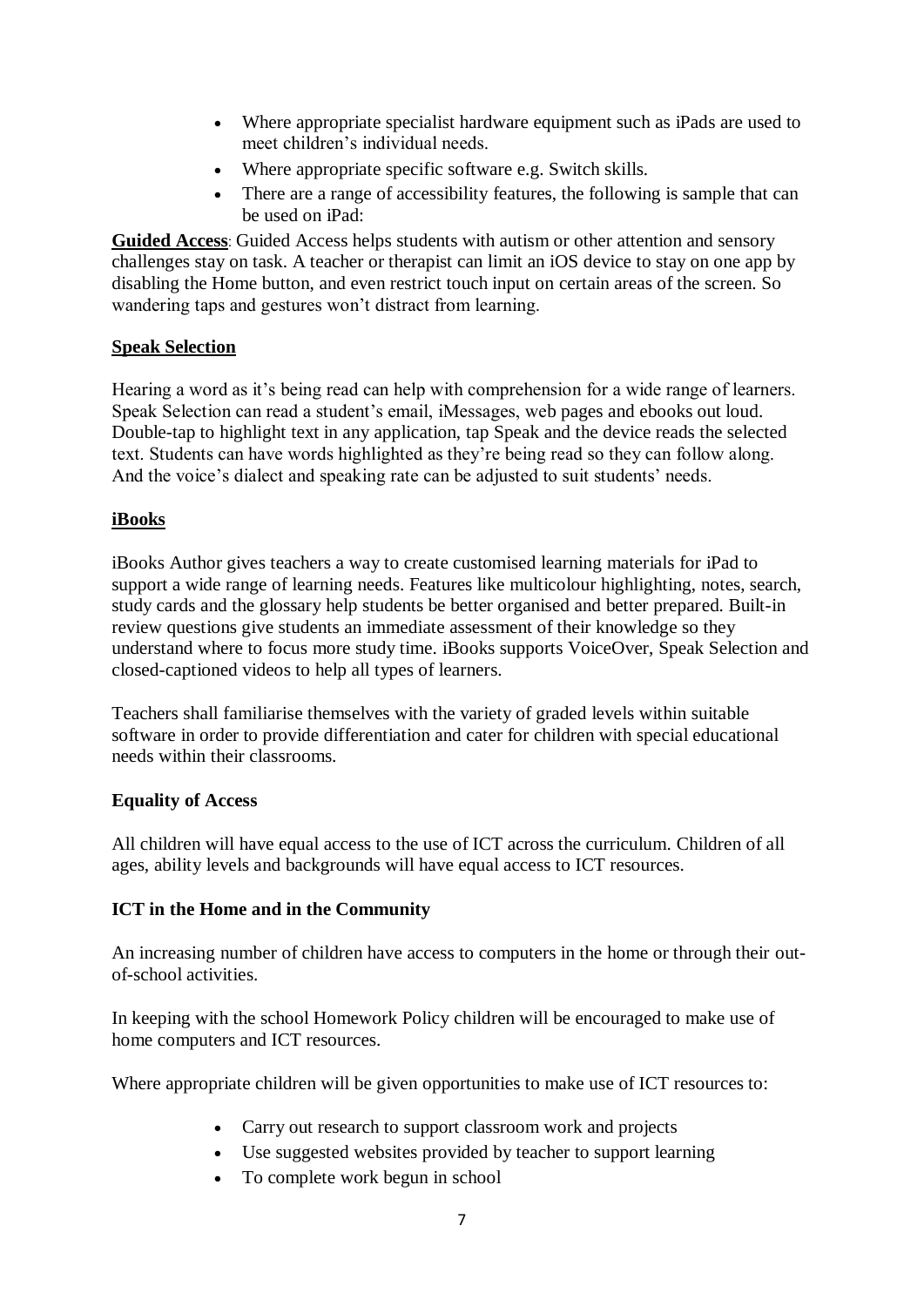- Where appropriate specialist hardware equipment such as iPads are used to meet children's individual needs.
- Where appropriate specific software e.g. Switch skills.
- There are a range of accessibility features, the following is sample that can be used on iPad:

**Guided Access**: Guided Access helps students with autism or other attention and sensory challenges stay on task. A teacher or therapist can limit an iOS device to stay on one app by disabling the Home button, and even restrict touch input on certain areas of the screen. So wandering taps and gestures won't distract from learning.

**Speak Selection**

Hearing a word as it's being read can help with comprehension for a wide range of learners. Speak Selection can read a student's email, iMessages, web pages and ebooks out loud. Double-tap to highlight text in any application, tap Speak and the device reads the selected text. Students can have words highlighted as they're being read so they can follow along. And the voice's dialect and speaking rate can be adjusted to suit students' needs.

**iBooks**

iBooks Author gives teachers a way to create customised learning materials for iPad to support a wide range of learning needs. Features like multicolour highlighting, notes, search, study cards and the glossary help students be better organised and better prepared. Built-in review questions give students an immediate assessment of their knowledge so they understand where to focus more study time. iBooks supports VoiceOver, Speak Selection and closed-captioned videos to help all types of learners.

Teachers shall familiarise themselves with the variety of graded levels within suitable software in order to provide differentiation and cater for children with special educational needs within their classrooms.

**Equality of Access**

All children will have equal access to the use of ICT across the curriculum. Children of all ages, ability levels and backgrounds will have equal access to ICT resources.

**ICT in the Home and in the Community**

An increasing number of children have access to computers in the home or through their out-of-school activities.

In keeping with the school Homework Policy children will be encouraged to make use of home computers and ICT resources.

Where appropriate children will be given opportunities to make use of ICT resources to:

- Carry out research to support classroom work and projects
- Use suggested websites provided by teacher to support learning
- To complete work begun in school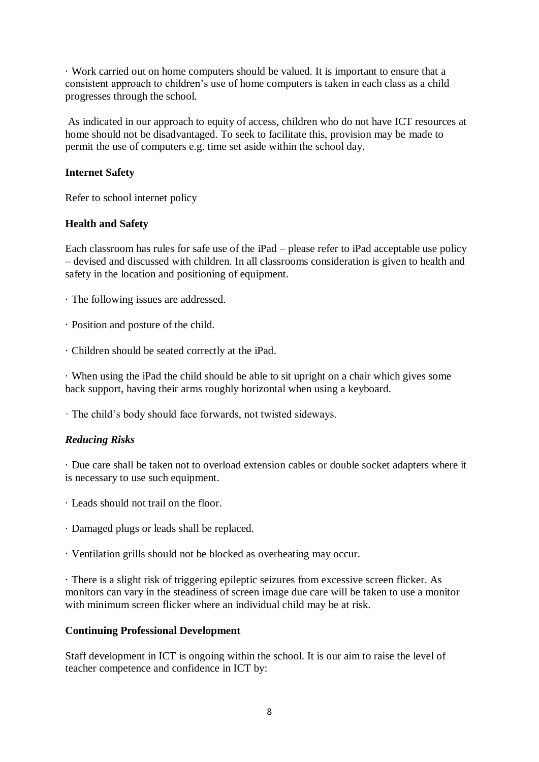· Work carried out on home computers should be valued. It is important to ensure that a consistent approach to children's use of home computers is taken in each class as a child progresses through the school.

As indicated in our approach to equity of access, children who do not have ICT resources at home should not be disadvantaged. To seek to facilitate this, provision may be made to permit the use of computers e.g. time set aside within the school day.

**Internet Safety**

Refer to school internet policy

**Health and Safety**

Each classroom has rules for safe use of the iPad – please refer to iPad acceptable use policy – devised and discussed with children. In all classrooms consideration is given to health and safety in the location and positioning of equipment.

· The following issues are addressed.

· Position and posture of the child.

· Children should be seated correctly at the iPad.

· When using the iPad the child should be able to sit upright on a chair which gives some back support, having their arms roughly horizontal when using a keyboard.

· The child's body should face forwards, not twisted sideways.

***Reducing Risks***

· Due care shall be taken not to overload extension cables or double socket adapters where it is necessary to use such equipment.

· Leads should not trail on the floor.

· Damaged plugs or leads shall be replaced.

· Ventilation grills should not be blocked as overheating may occur.

· There is a slight risk of triggering epileptic seizures from excessive screen flicker. As monitors can vary in the steadiness of screen image due care will be taken to use a monitor with minimum screen flicker where an individual child may be at risk.

**Continuing Professional Development**

Staff development in ICT is ongoing within the school. It is our aim to raise the level of teacher competence and confidence in ICT by: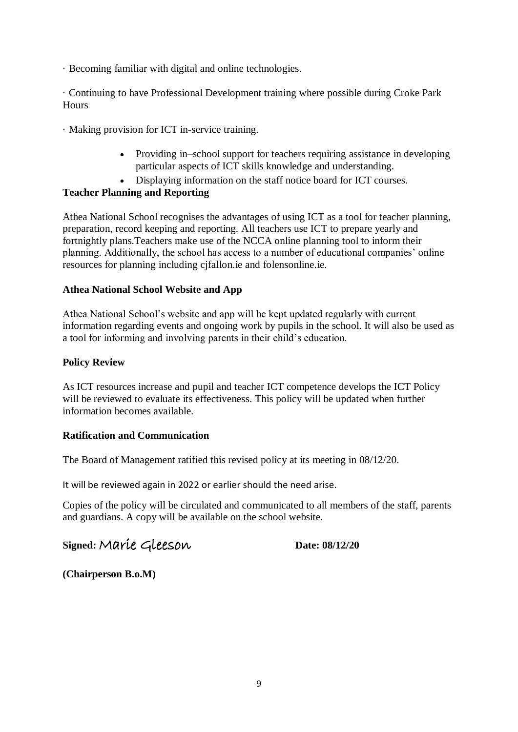· Becoming familiar with digital and online technologies.

· Continuing to have Professional Development training where possible during Croke Park Hours

· Making provision for ICT in-service training.

- Providing in–school support for teachers requiring assistance in developing particular aspects of ICT skills knowledge and understanding.
- Displaying information on the staff notice board for ICT courses.

**Teacher Planning and Reporting**

Athea National School recognises the advantages of using ICT as a tool for teacher planning, preparation, record keeping and reporting. All teachers use ICT to prepare yearly and fortnightly plans.Teachers make use of the NCCA online planning tool to inform their planning. Additionally, the school has access to a number of educational companies' online resources for planning including cjfallon.ie and folensonline.ie.

**Athea National School Website and App**

Athea National School's website and app will be kept updated regularly with current information regarding events and ongoing work by pupils in the school. It will also be used as a tool for informing and involving parents in their child's education.

**Policy Review**

As ICT resources increase and pupil and teacher ICT competence develops the ICT Policy will be reviewed to evaluate its effectiveness. This policy will be updated when further information becomes available.

**Ratification and Communication**

The Board of Management ratified this revised policy at its meeting in 08/12/20.

It will be reviewed again in 2022 or earlier should the need arise.

Copies of the policy will be circulated and communicated to all members of the staff, parents and guardians. A copy will be available on the school website.

**Signed:** Marie Gleeson **Date: 08/12/20**

**(Chairperson B.o.M)**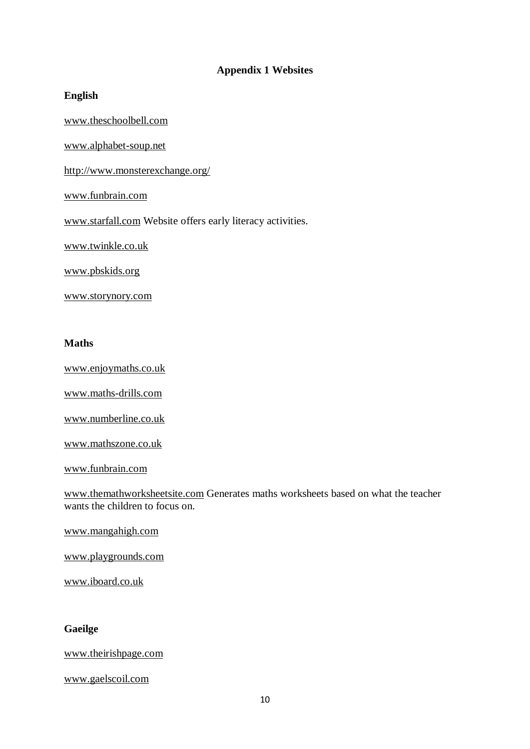## Appendix 1 Websites

### English

www.theschoolbell.com

www.alphabet-soup.net

http://www.monsterexchange.org/

www.funbrain.com

www.starfall.com Website offers early literacy activities.

www.twinkle.co.uk

www.pbskids.org

www.storynory.com

### Maths

www.enjoymaths.co.uk

www.maths-drills.com

www.numberline.co.uk

www.mathszone.co.uk

www.funbrain.com

www.themathworksheetsite.com Generates maths worksheets based on what the teacher wants the children to focus on.

www.mangahigh.com

www.playgrounds.com

www.iboard.co.uk

### Gaeilge

www.theirishpage.com

www.gaelscoil.com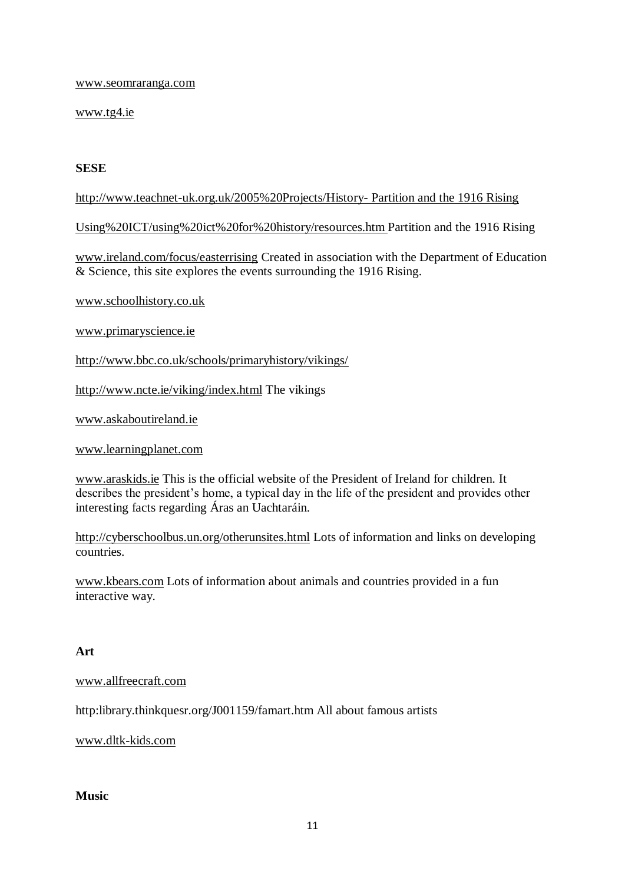www.seomraranga.com

www.tg4.ie

**SESE**

http://www.teachnet-uk.org.uk/2005%20Projects/History- Partition and the 1916 Rising

Using%20ICT/using%20ict%20for%20history/resources.htm Partition and the 1916 Rising

www.ireland.com/focus/easterrising Created in association with the Department of Education & Science, this site explores the events surrounding the 1916 Rising.

www.schoolhistory.co.uk

www.primaryscience.ie

http://www.bbc.co.uk/schools/primaryhistory/vikings/

http://www.ncte.ie/viking/index.html The vikings

www.askaboutireland.ie

www.learningplanet.com

www.araskids.ie This is the official website of the President of Ireland for children. It describes the president's home, a typical day in the life of the president and provides other interesting facts regarding Áras an Uachtaráin.

http://cyberschoolbus.un.org/otherunsites.html Lots of information and links on developing countries.

www.kbears.com Lots of information about animals and countries provided in a fun interactive way.

**Art**

www.allfreecraft.com

http:library.thinkquesr.org/J001159/famart.htm All about famous artists

www.dltk-kids.com

**Music**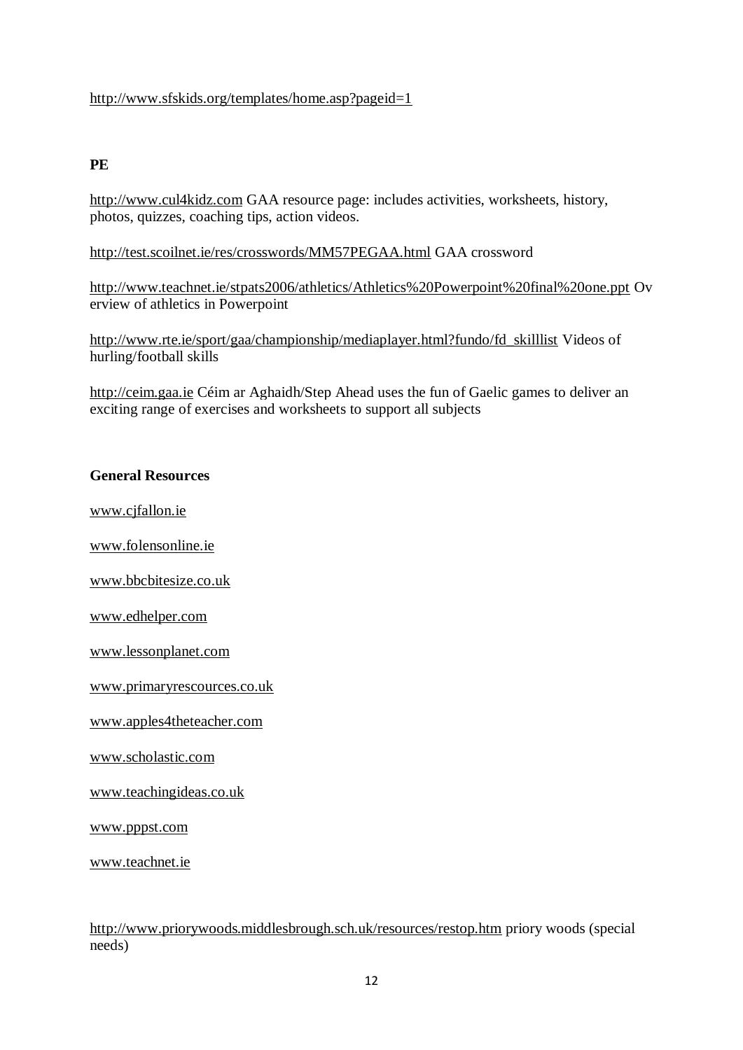http://www.sfskids.org/templates/home.asp?pageid=1

**PE**

http://www.cul4kidz.com GAA resource page: includes activities, worksheets, history, photos, quizzes, coaching tips, action videos.

http://test.scoilnet.ie/res/crosswords/MM57PEGAA.html GAA crossword

http://www.teachnet.ie/stpats2006/athletics/Athletics%20Powerpoint%20final%20one.ppt Overview of athletics in Powerpoint

http://www.rte.ie/sport/gaa/championship/mediaplayer.html?fundo/fd_skilllist Videos of hurling/football skills

http://ceim.gaa.ie Céim ar Aghaidh/Step Ahead uses the fun of Gaelic games to deliver an exciting range of exercises and worksheets to support all subjects

**General Resources**

www.cjfallon.ie

www.folensonline.ie

www.bbcbitesize.co.uk

www.edhelper.com

www.lessonplanet.com

www.primaryrescources.co.uk

www.apples4theteacher.com

www.scholastic.com

www.teachingideas.co.uk

www.pppst.com

www.teachnet.ie

http://www.priorywoods.middlesbrough.sch.uk/resources/restop.htm priory woods (special needs)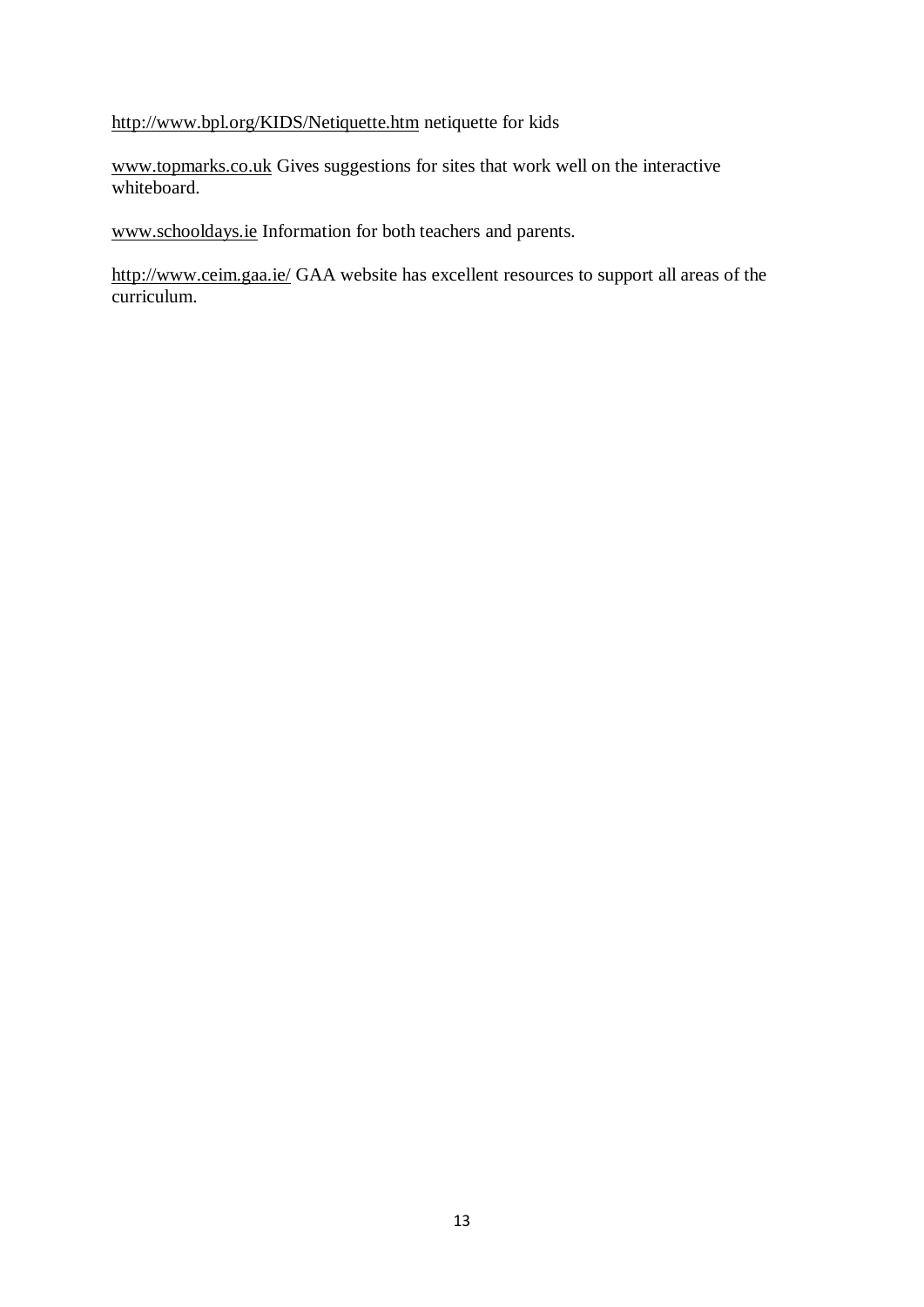http://www.bpl.org/KIDS/Netiquette.htm netiquette for kids

www.topmarks.co.uk Gives suggestions for sites that work well on the interactive whiteboard.

www.schooldays.ie Information for both teachers and parents.

http://www.ceim.gaa.ie/ GAA website has excellent resources to support all areas of the curriculum.